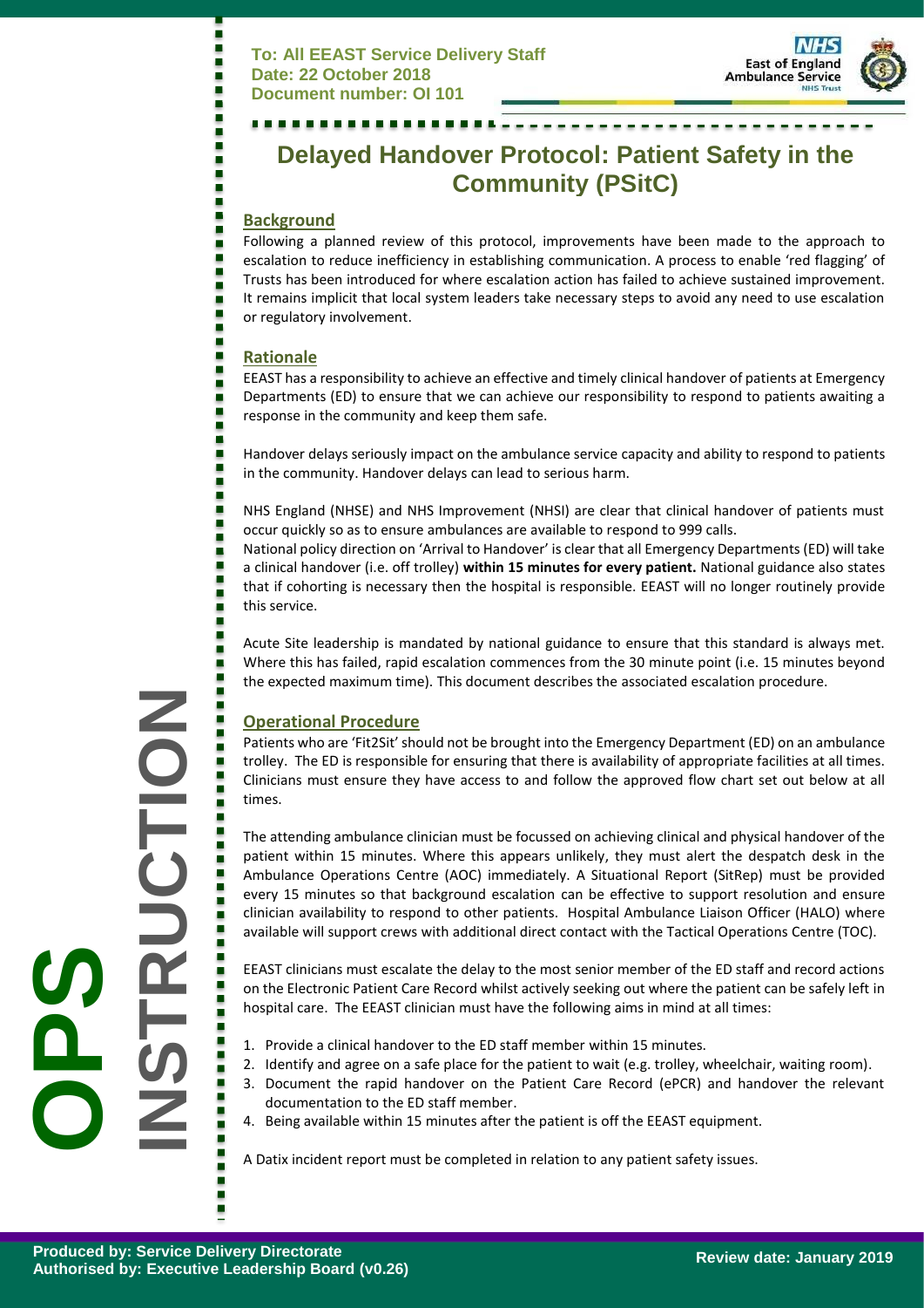**To: All EEAST Service Delivery Staff**
**Date: 22 October 2018**
**Document number: OI 101**

# Delayed Handover Protocol: Patient Safety in the Community (PSitC)

## Background

Following a planned review of this protocol, improvements have been made to the approach to escalation to reduce inefficiency in establishing communication. A process to enable 'red flagging' of Trusts has been introduced for where escalation action has failed to achieve sustained improvement. It remains implicit that local system leaders take necessary steps to avoid any need to use escalation or regulatory involvement.

## Rationale

EEAST has a responsibility to achieve an effective and timely clinical handover of patients at Emergency Departments (ED) to ensure that we can achieve our responsibility to respond to patients awaiting a response in the community and keep them safe.

Handover delays seriously impact on the ambulance service capacity and ability to respond to patients in the community. Handover delays can lead to serious harm.

NHS England (NHSE) and NHS Improvement (NHSI) are clear that clinical handover of patients must occur quickly so as to ensure ambulances are available to respond to 999 calls.

National policy direction on 'Arrival to Handover' is clear that all Emergency Departments (ED) will take a clinical handover (i.e. off trolley) **within 15 minutes for every patient.** National guidance also states that if cohorting is necessary then the hospital is responsible. EEAST will no longer routinely provide this service.

Acute Site leadership is mandated by national guidance to ensure that this standard is always met. Where this has failed, rapid escalation commences from the 30 minute point (i.e. 15 minutes beyond the expected maximum time). This document describes the associated escalation procedure.

## Operational Procedure

Patients who are 'Fit2Sit' should not be brought into the Emergency Department (ED) on an ambulance trolley. The ED is responsible for ensuring that there is availability of appropriate facilities at all times. Clinicians must ensure they have access to and follow the approved flow chart set out below at all times.

The attending ambulance clinician must be focussed on achieving clinical and physical handover of the patient within 15 minutes. Where this appears unlikely, they must alert the despatch desk in the Ambulance Operations Centre (AOC) immediately. A Situational Report (SitRep) must be provided every 15 minutes so that background escalation can be effective to support resolution and ensure clinician availability to respond to other patients. Hospital Ambulance Liaison Officer (HALO) where available will support crews with additional direct contact with the Tactical Operations Centre (TOC).

EEAST clinicians must escalate the delay to the most senior member of the ED staff and record actions on the Electronic Patient Care Record whilst actively seeking out where the patient can be safely left in hospital care. The EEAST clinician must have the following aims in mind at all times:

1. Provide a clinical handover to the ED staff member within 15 minutes.
2. Identify and agree on a safe place for the patient to wait (e.g. trolley, wheelchair, waiting room).
3. Document the rapid handover on the Patient Care Record (ePCR) and handover the relevant documentation to the ED staff member.
4. Being available within 15 minutes after the patient is off the EEAST equipment.

A Datix incident report must be completed in relation to any patient safety issues.

**Produced by: Service Delivery Directorate**
**Authorised by: Executive Leadership Board (v0.26)**
**Review date: January 2019**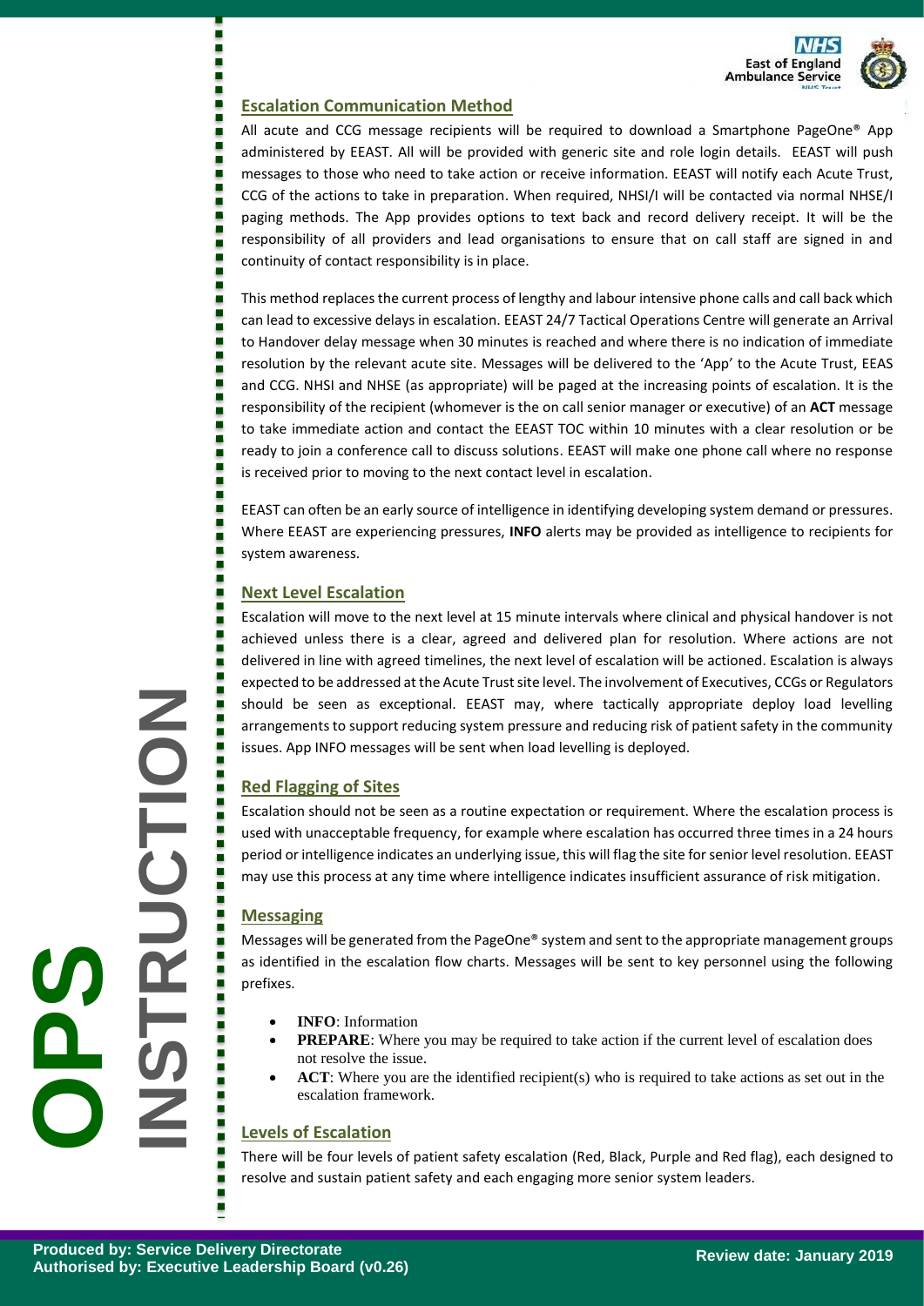## Escalation Communication Method

All acute and CCG message recipients will be required to download a Smartphone PageOne® App administered by EEAST. All will be provided with generic site and role login details. EEAST will push messages to those who need to take action or receive information. EEAST will notify each Acute Trust, CCG of the actions to take in preparation. When required, NHSI/I will be contacted via normal NHSE/I paging methods. The App provides options to text back and record delivery receipt. It will be the responsibility of all providers and lead organisations to ensure that on call staff are signed in and continuity of contact responsibility is in place.

This method replaces the current process of lengthy and labour intensive phone calls and call back which can lead to excessive delays in escalation. EEAST 24/7 Tactical Operations Centre will generate an Arrival to Handover delay message when 30 minutes is reached and where there is no indication of immediate resolution by the relevant acute site. Messages will be delivered to the 'App' to the Acute Trust, EEAS and CCG. NHSI and NHSE (as appropriate) will be paged at the increasing points of escalation. It is the responsibility of the recipient (whomever is the on call senior manager or executive) of an **ACT** message to take immediate action and contact the EEAST TOC within 10 minutes with a clear resolution or be ready to join a conference call to discuss solutions. EEAST will make one phone call where no response is received prior to moving to the next contact level in escalation.

EEAST can often be an early source of intelligence in identifying developing system demand or pressures. Where EEAST are experiencing pressures, **INFO** alerts may be provided as intelligence to recipients for system awareness.

## Next Level Escalation

Escalation will move to the next level at 15 minute intervals where clinical and physical handover is not achieved unless there is a clear, agreed and delivered plan for resolution. Where actions are not delivered in line with agreed timelines, the next level of escalation will be actioned. Escalation is always expected to be addressed at the Acute Trust site level. The involvement of Executives, CCGs or Regulators should be seen as exceptional. EEAST may, where tactically appropriate deploy load levelling arrangements to support reducing system pressure and reducing risk of patient safety in the community issues. App INFO messages will be sent when load levelling is deployed.

## Red Flagging of Sites

Escalation should not be seen as a routine expectation or requirement. Where the escalation process is used with unacceptable frequency, for example where escalation has occurred three times in a 24 hours period or intelligence indicates an underlying issue, this will flag the site for senior level resolution. EEAST may use this process at any time where intelligence indicates insufficient assurance of risk mitigation.

## Messaging

Messages will be generated from the PageOne® system and sent to the appropriate management groups as identified in the escalation flow charts. Messages will be sent to key personnel using the following prefixes.

- **INFO**: Information
- **PREPARE**: Where you may be required to take action if the current level of escalation does not resolve the issue.
- **ACT**: Where you are the identified recipient(s) who is required to take actions as set out in the escalation framework.

## Levels of Escalation

There will be four levels of patient safety escalation (Red, Black, Purple and Red flag), each designed to resolve and sustain patient safety and each engaging more senior system leaders.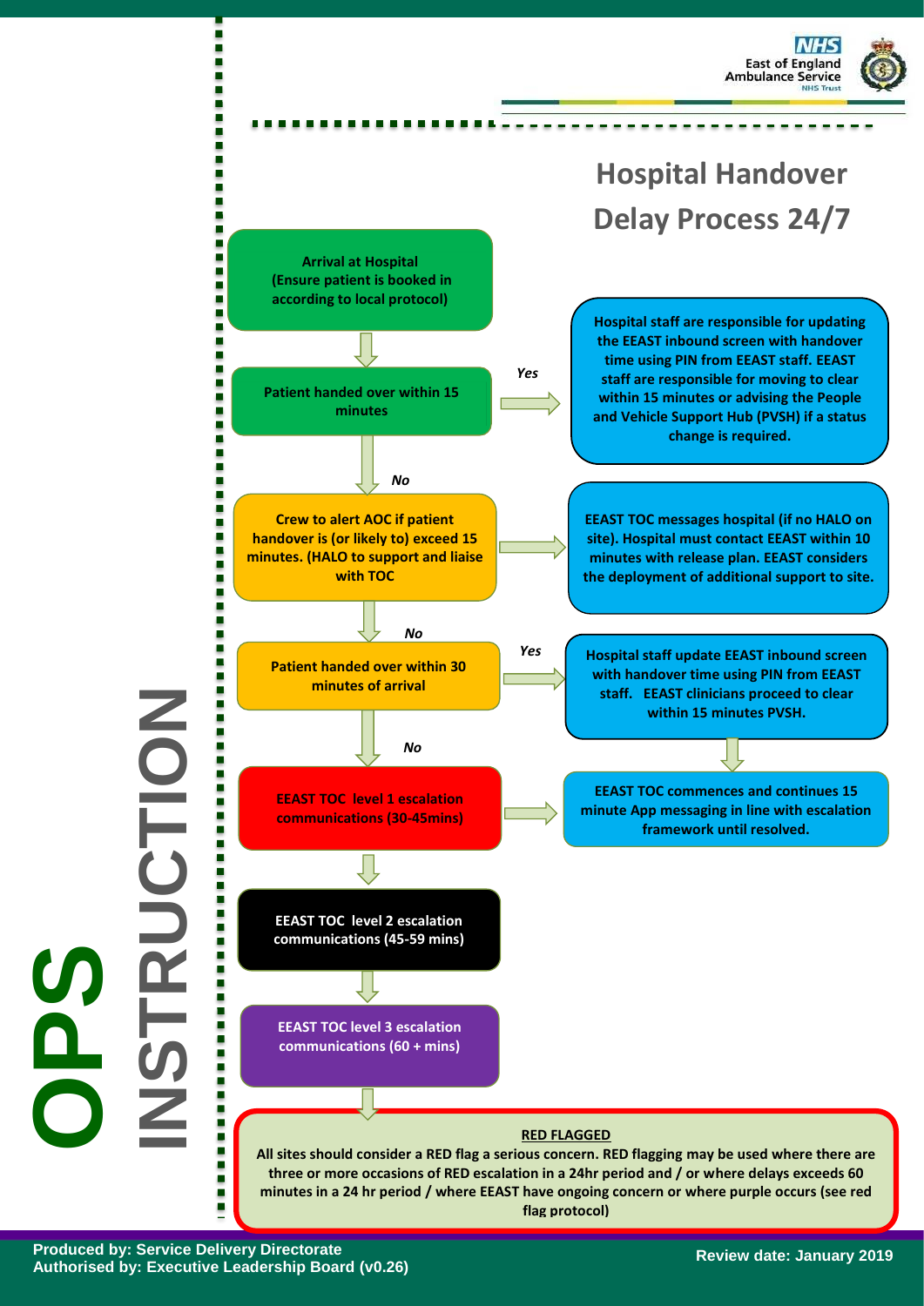# Hospital Handover Delay Process 24/7

**Arrival at Hospital (Ensure patient is booked in according to local protocol)**

**Patient handed over within 15 minutes**

- *Yes* → **Hospital staff are responsible for updating the EEAST inbound screen with handover time using PIN from EEAST staff. EEAST staff are responsible for moving to clear within 15 minutes or advising the People and Vehicle Support Hub (PVSH) if a status change is required.**
- *No* ↓

**Crew to alert AOC if patient handover is (or likely to) exceed 15 minutes. (HALO to support and liaise with TOC**

→ **EEAST TOC messages hospital (if no HALO on site). Hospital must contact EEAST within 10 minutes with release plan. EEAST considers the deployment of additional support to site.**

*No* ↓

**Patient handed over within 30 minutes of arrival**

- *Yes* → **Hospital staff update EEAST inbound screen with handover time using PIN from EEAST staff. EEAST clinicians proceed to clear within 15 minutes PVSH.** ↓ **EEAST TOC commences and continues 15 minute App messaging in line with escalation framework until resolved.**
- *No* ↓

**EEAST TOC level 1 escalation communications (30-45mins)**

→ **EEAST TOC commences and continues 15 minute App messaging in line with escalation framework until resolved.**

↓

**EEAST TOC level 2 escalation communications (45-59 mins)**

↓

**EEAST TOC level 3 escalation communications (60 + mins)**

↓

**RED FLAGGED**

**All sites should consider a RED flag a serious concern. RED flagging may be used where there are three or more occasions of RED escalation in a 24hr period and / or where delays exceeds 60 minutes in a 24 hr period / where EEAST have ongoing concern or where purple occurs (see red flag protocol)**

**OPS INSTRUCTION**

**Produced by: Service Delivery Directorate**
**Authorised by: Executive Leadership Board (v0.26)**

**Review date: January 2019**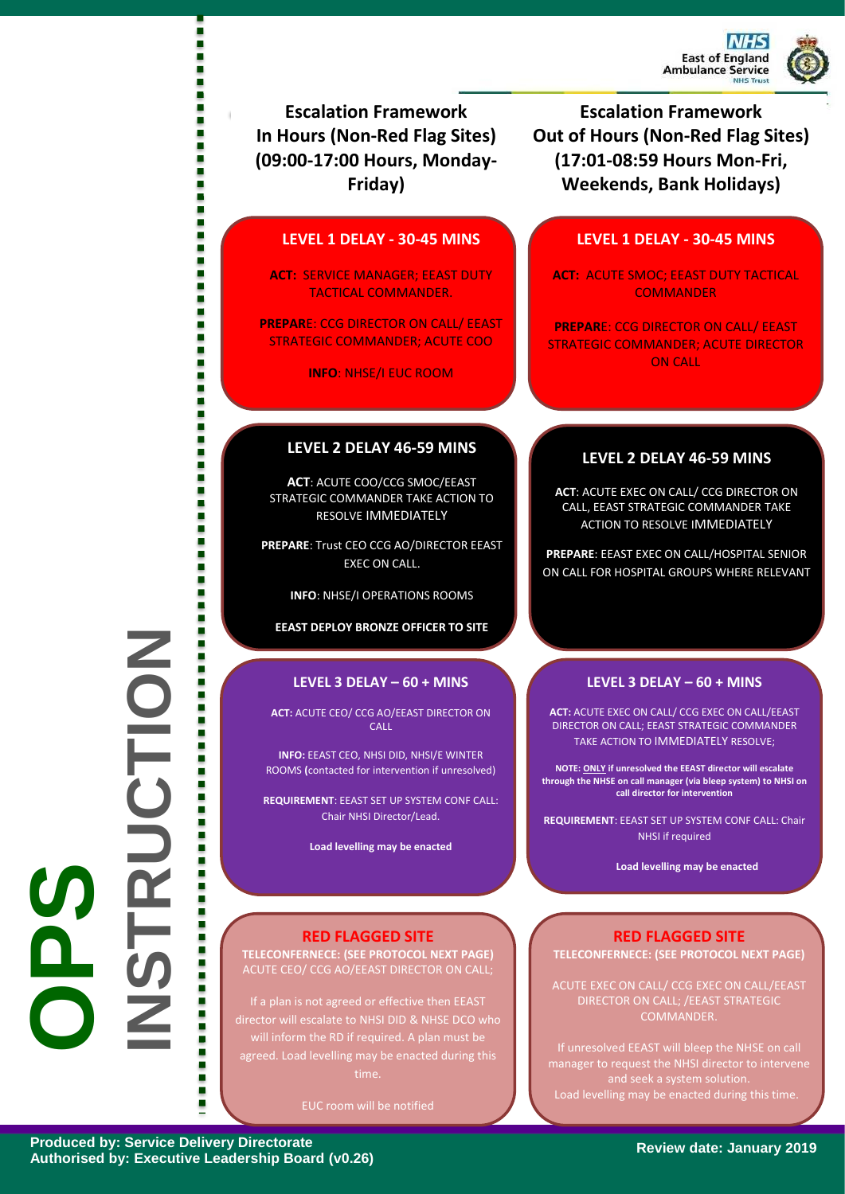**OPS INSTRUCTION**

## Escalation Framework In Hours (Non-Red Flag Sites) (09:00-17:00 Hours, Monday-Friday)

### LEVEL 1 DELAY - 30-45 MINS

**ACT:** SERVICE MANAGER; EEAST DUTY TACTICAL COMMANDER.

**PREPARE**: CCG DIRECTOR ON CALL/ EEAST STRATEGIC COMMANDER; ACUTE COO

**INFO**: NHSE/I EUC ROOM

### LEVEL 2 DELAY 46-59 MINS

**ACT**: ACUTE COO/CCG SMOC/EEAST STRATEGIC COMMANDER TAKE ACTION TO RESOLVE IMMEDIATELY

**PREPARE**: Trust CEO CCG AO/DIRECTOR EEAST EXEC ON CALL.

**INFO**: NHSE/I OPERATIONS ROOMS

**EEAST DEPLOY BRONZE OFFICER TO SITE**

### LEVEL 3 DELAY – 60 + MINS

**ACT:** ACUTE CEO/ CCG AO/EEAST DIRECTOR ON CALL

**INFO:** EEAST CEO, NHSI DID, NHSI/E WINTER ROOMS **(**contacted for intervention if unresolved)

**REQUIREMENT**: EEAST SET UP SYSTEM CONF CALL: Chair NHSI Director/Lead.

**Load levelling may be enacted**

### RED FLAGGED SITE

**TELECONFERNECE: (SEE PROTOCOL NEXT PAGE)**

ACUTE CEO/ CCG AO/EEAST DIRECTOR ON CALL;

If a plan is not agreed or effective then EEAST director will escalate to NHSI DID & NHSE DCO who will inform the RD if required. A plan must be agreed. Load levelling may be enacted during this time.

EUC room will be notified

## Escalation Framework Out of Hours (Non-Red Flag Sites) (17:01-08:59 Hours Mon-Fri, Weekends, Bank Holidays)

### LEVEL 1 DELAY - 30-45 MINS

**ACT:** ACUTE SMOC; EEAST DUTY TACTICAL COMMANDER

**PREPARE**: CCG DIRECTOR ON CALL/ EEAST STRATEGIC COMMANDER; ACUTE DIRECTOR ON CALL

### LEVEL 2 DELAY 46-59 MINS

**ACT**: ACUTE EXEC ON CALL/ CCG DIRECTOR ON CALL, EEAST STRATEGIC COMMANDER TAKE ACTION TO RESOLVE IMMEDIATELY

**PREPARE**: EEAST EXEC ON CALL/HOSPITAL SENIOR ON CALL FOR HOSPITAL GROUPS WHERE RELEVANT

### LEVEL 3 DELAY – 60 + MINS

**ACT:** ACUTE EXEC ON CALL/ CCG EXEC ON CALL/EEAST DIRECTOR ON CALL; EEAST STRATEGIC COMMANDER TAKE ACTION TO IMMEDIATELY RESOLVE;

**NOTE: ONLY if unresolved the EEAST director will escalate through the NHSE on call manager (via bleep system) to NHSI on call director for intervention**

**REQUIREMENT**: EEAST SET UP SYSTEM CONF CALL: Chair NHSI if required

**Load levelling may be enacted**

### RED FLAGGED SITE

**TELECONFERNECE: (SEE PROTOCOL NEXT PAGE)**

ACUTE EXEC ON CALL/ CCG EXEC ON CALL/EEAST DIRECTOR ON CALL; /EEAST STRATEGIC COMMANDER.

If unresolved EEAST will bleep the NHSE on call manager to request the NHSI director to intervene and seek a system solution.
Load levelling may be enacted during this time.

**Produced by: Service Delivery Directorate**
**Authorised by: Executive Leadership Board (v0.26)**

**Review date: January 2019**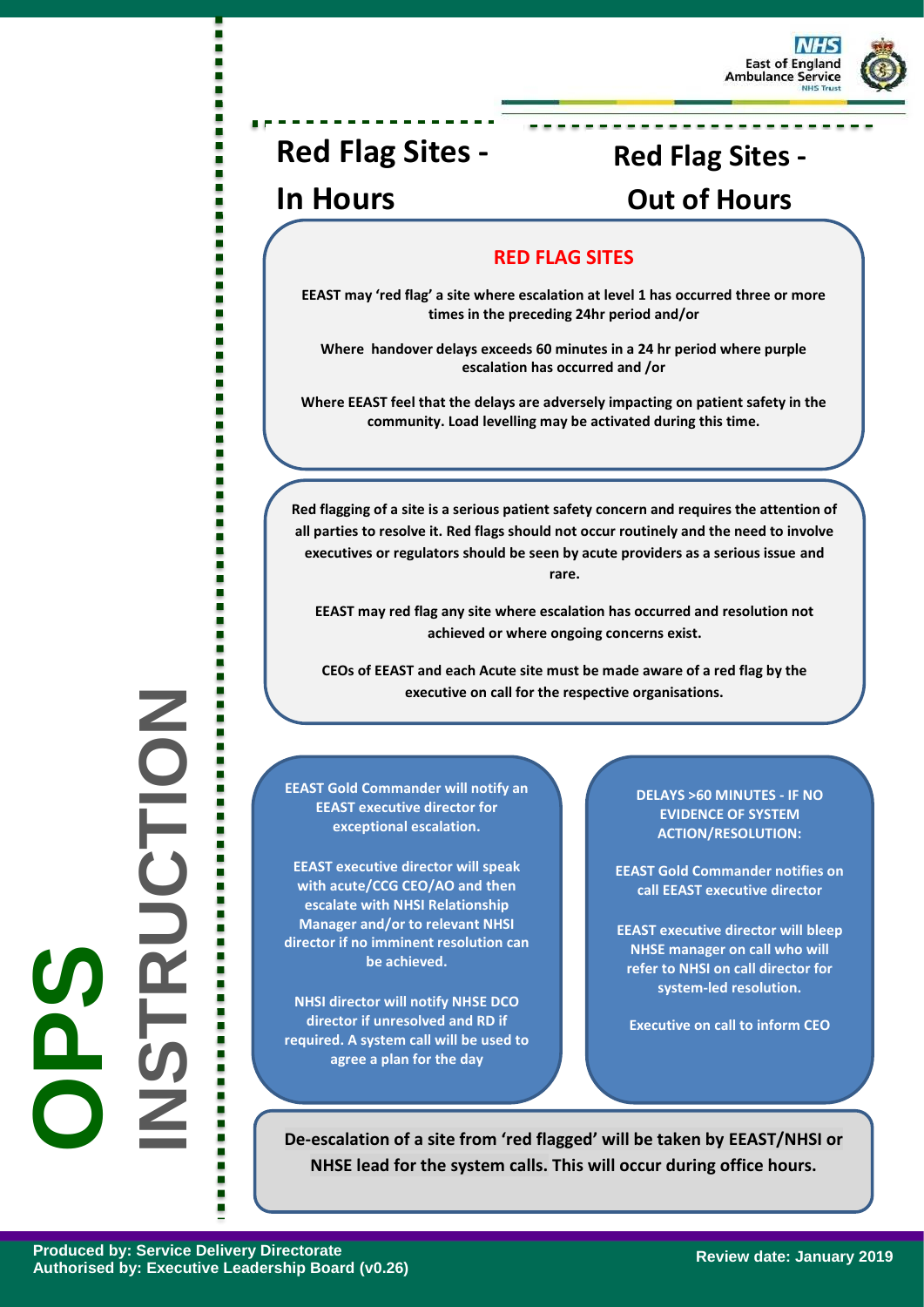# Red Flag Sites - In Hours

# Red Flag Sites - Out of Hours

## RED FLAG SITES

**EEAST may 'red flag' a site where escalation at level 1 has occurred three or more times in the preceding 24hr period and/or**

**Where handover delays exceeds 60 minutes in a 24 hr period where purple escalation has occurred and /or**

**Where EEAST feel that the delays are adversely impacting on patient safety in the community. Load levelling may be activated during this time.**

**Red flagging of a site is a serious patient safety concern and requires the attention of all parties to resolve it. Red flags should not occur routinely and the need to involve executives or regulators should be seen by acute providers as a serious issue and rare.**

**EEAST may red flag any site where escalation has occurred and resolution not achieved or where ongoing concerns exist.**

**CEOs of EEAST and each Acute site must be made aware of a red flag by the executive on call for the respective organisations.**

**EEAST Gold Commander will notify an EEAST executive director for exceptional escalation.**

**EEAST executive director will speak with acute/CCG CEO/AO and then escalate with NHSI Relationship Manager and/or to relevant NHSI director if no imminent resolution can be achieved.**

**NHSI director will notify NHSE DCO director if unresolved and RD if required. A system call will be used to agree a plan for the day**

**DELAYS >60 MINUTES - IF NO EVIDENCE OF SYSTEM ACTION/RESOLUTION:**

**EEAST Gold Commander notifies on call EEAST executive director**

**EEAST executive director will bleep NHSE manager on call who will refer to NHSI on call director for system-led resolution.**

**Executive on call to inform CEO**

**De-escalation of a site from 'red flagged' will be taken by EEAST/NHSI or NHSE lead for the system calls. This will occur during office hours.**

**Produced by: Service Delivery Directorate**
**Authorised by: Executive Leadership Board (v0.26)**

**Review date: January 2019**